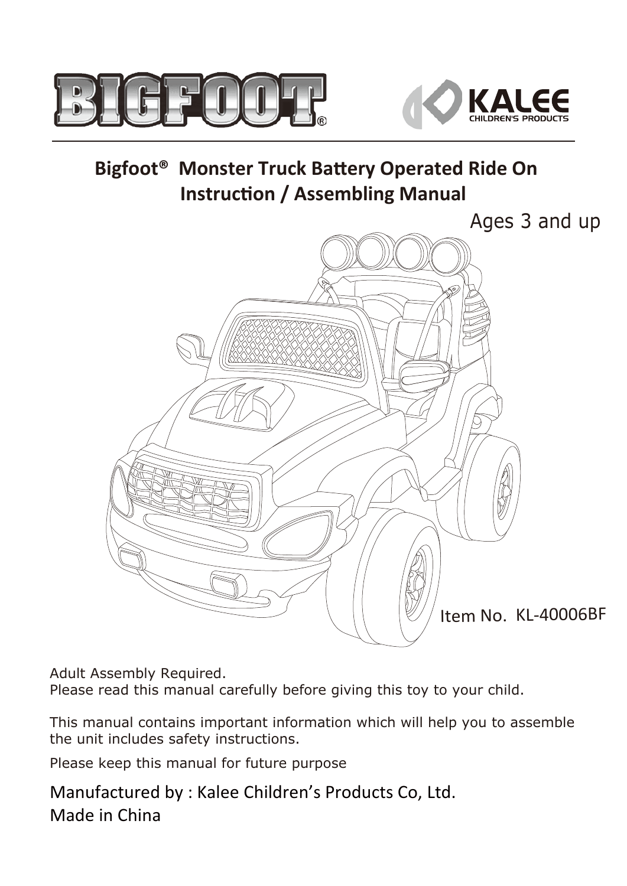BIGFOOT®

KALEE CHILDREN'S PRODUCTS

# Bigfoot® Monster Truck Battery Operated Ride On Instruction / Assembling Manual

Ages 3 and up

Item No. KL-40006BF

Adult Assembly Required.
Please read this manual carefully before giving this toy to your child.

This manual contains important information which will help you to assemble the unit includes safety instructions.

Please keep this manual for future purpose

Manufactured by : Kalee Children's Products Co, Ltd.
Made in China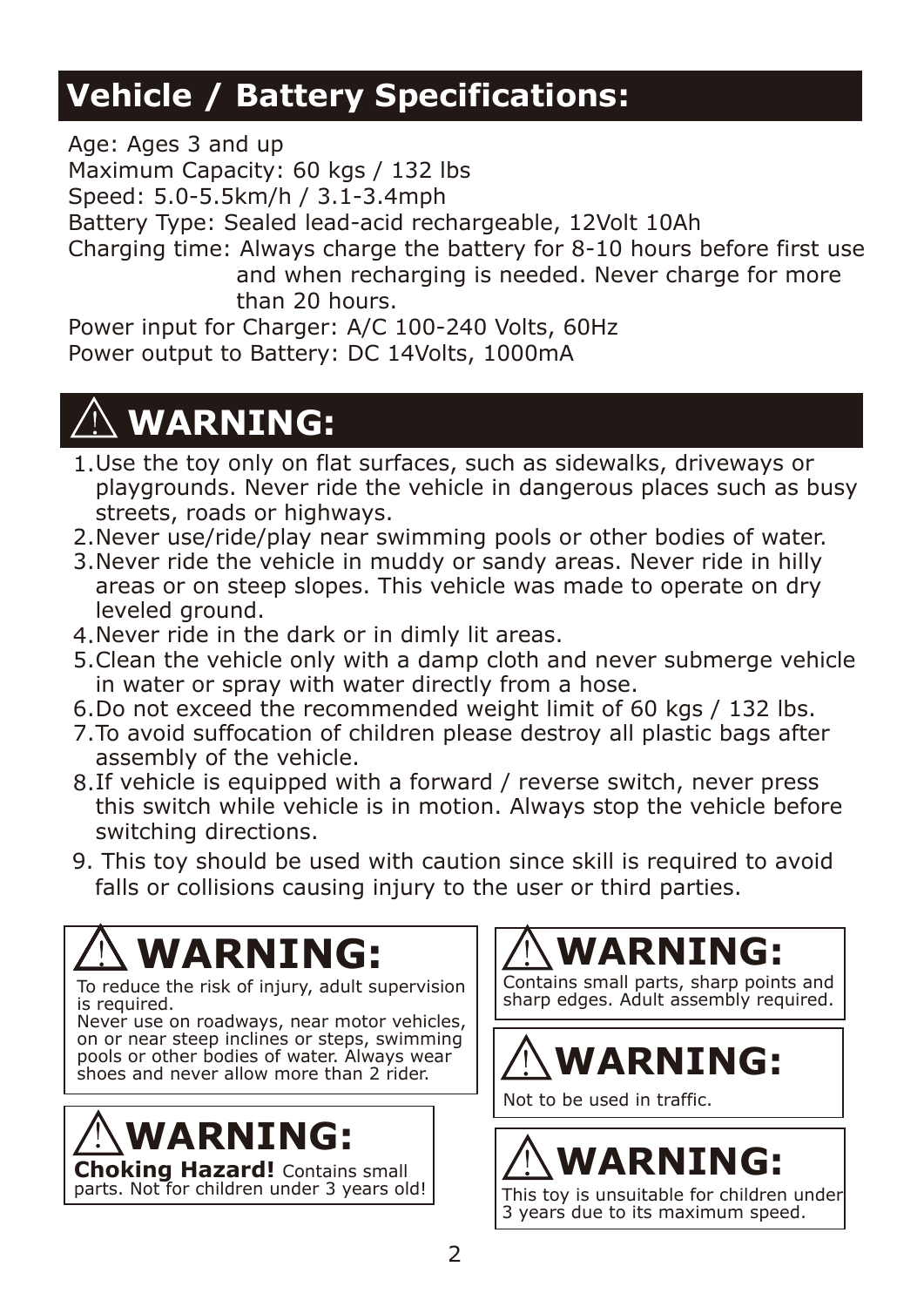## Vehicle / Battery Specifications:

Age: Ages 3 and up
Maximum Capacity: 60 kgs / 132 lbs
Speed: 5.0-5.5km/h / 3.1-3.4mph
Battery Type: Sealed lead-acid rechargeable, 12Volt 10Ah
Charging time: Always charge the battery for 8-10 hours before first use and when recharging is needed. Never charge for more than 20 hours.
Power input for Charger: A/C 100-240 Volts, 60Hz
Power output to Battery: DC 14Volts, 1000mA

## ⚠ WARNING:

1. Use the toy only on flat surfaces, such as sidewalks, driveways or playgrounds. Never ride the vehicle in dangerous places such as busy streets, roads or highways.
2. Never use/ride/play near swimming pools or other bodies of water.
3. Never ride the vehicle in muddy or sandy areas. Never ride in hilly areas or on steep slopes. This vehicle was made to operate on dry leveled ground.
4. Never ride in the dark or in dimly lit areas.
5. Clean the vehicle only with a damp cloth and never submerge vehicle in water or spray with water directly from a hose.
6. Do not exceed the recommended weight limit of 60 kgs / 132 lbs.
7. To avoid suffocation of children please destroy all plastic bags after assembly of the vehicle.
8. If vehicle is equipped with a forward / reverse switch, never press this switch while vehicle is in motion. Always stop the vehicle before switching directions.
9. This toy should be used with caution since skill is required to avoid falls or collisions causing injury to the user or third parties.

### ⚠ WARNING:

To reduce the risk of injury, adult supervision is required.
Never use on roadways, near motor vehicles, on or near steep inclines or steps, swimming pools or other bodies of water. Always wear shoes and never allow more than 2 rider.

### ⚠ WARNING:

**Choking Hazard!** Contains small parts. Not for children under 3 years old!

### ⚠ WARNING:

Contains small parts, sharp points and sharp edges. Adult assembly required.

### ⚠ WARNING:

Not to be used in traffic.

### ⚠ WARNING:

This toy is unsuitable for children under 3 years due to its maximum speed.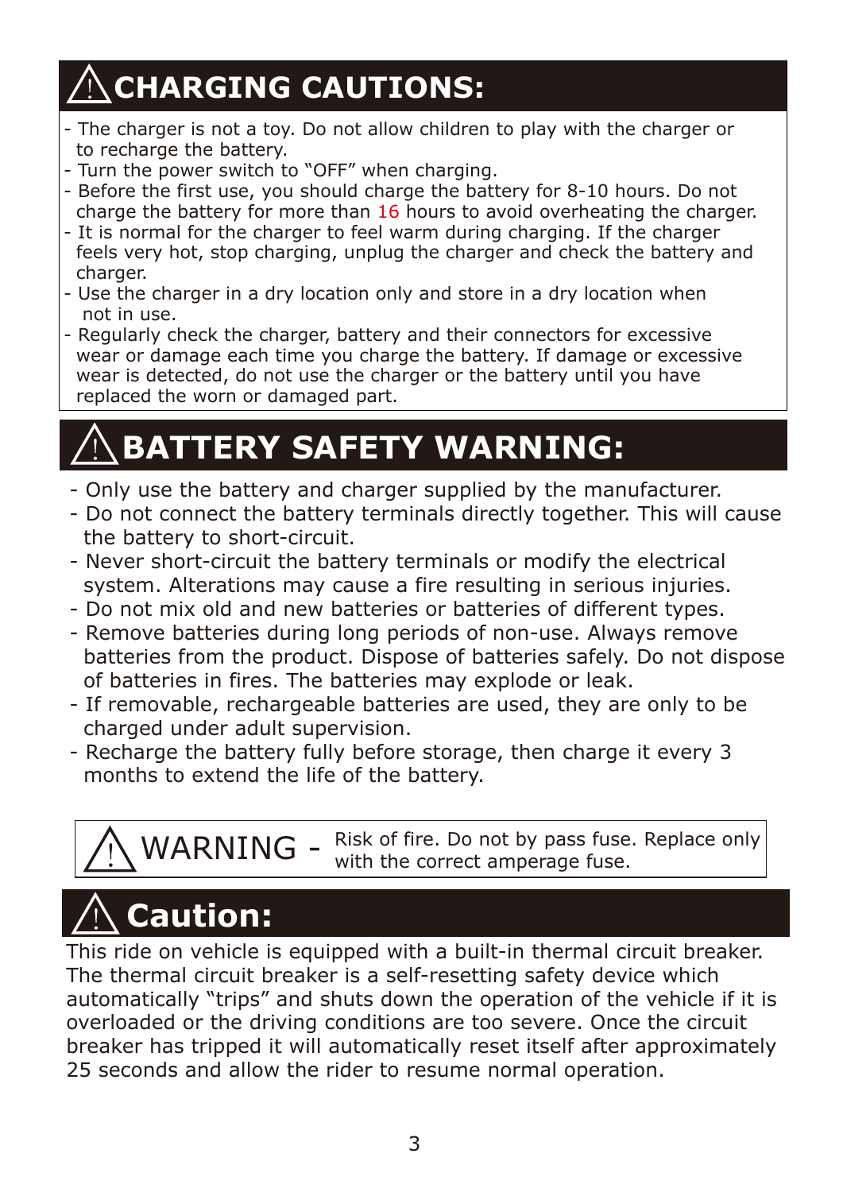## ⚠ CHARGING CAUTIONS:

- The charger is not a toy. Do not allow children to play with the charger or to recharge the battery.
- Turn the power switch to “OFF” when charging.
- Before the first use, you should charge the battery for 8-10 hours. Do not charge the battery for more than 16 hours to avoid overheating the charger.
- It is normal for the charger to feel warm during charging. If the charger feels very hot, stop charging, unplug the charger and check the battery and charger.
- Use the charger in a dry location only and store in a dry location when not in use.
- Regularly check the charger, battery and their connectors for excessive wear or damage each time you charge the battery. If damage or excessive wear is detected, do not use the charger or the battery until you have replaced the worn or damaged part.

## ⚠ BATTERY SAFETY WARNING:

- Only use the battery and charger supplied by the manufacturer.
- Do not connect the battery terminals directly together. This will cause the battery to short-circuit.
- Never short-circuit the battery terminals or modify the electrical system. Alterations may cause a fire resulting in serious injuries.
- Do not mix old and new batteries or batteries of different types.
- Remove batteries during long periods of non-use. Always remove batteries from the product. Dispose of batteries safely. Do not dispose of batteries in fires. The batteries may explode or leak.
- If removable, rechargeable batteries are used, they are only to be charged under adult supervision.
- Recharge the battery fully before storage, then charge it every 3 months to extend the life of the battery.

⚠ WARNING - Risk of fire. Do not by pass fuse. Replace only with the correct amperage fuse.

## ⚠ Caution:

This ride on vehicle is equipped with a built-in thermal circuit breaker. The thermal circuit breaker is a self-resetting safety device which automatically “trips” and shuts down the operation of the vehicle if it is overloaded or the driving conditions are too severe. Once the circuit breaker has tripped it will automatically reset itself after approximately 25 seconds and allow the rider to resume normal operation.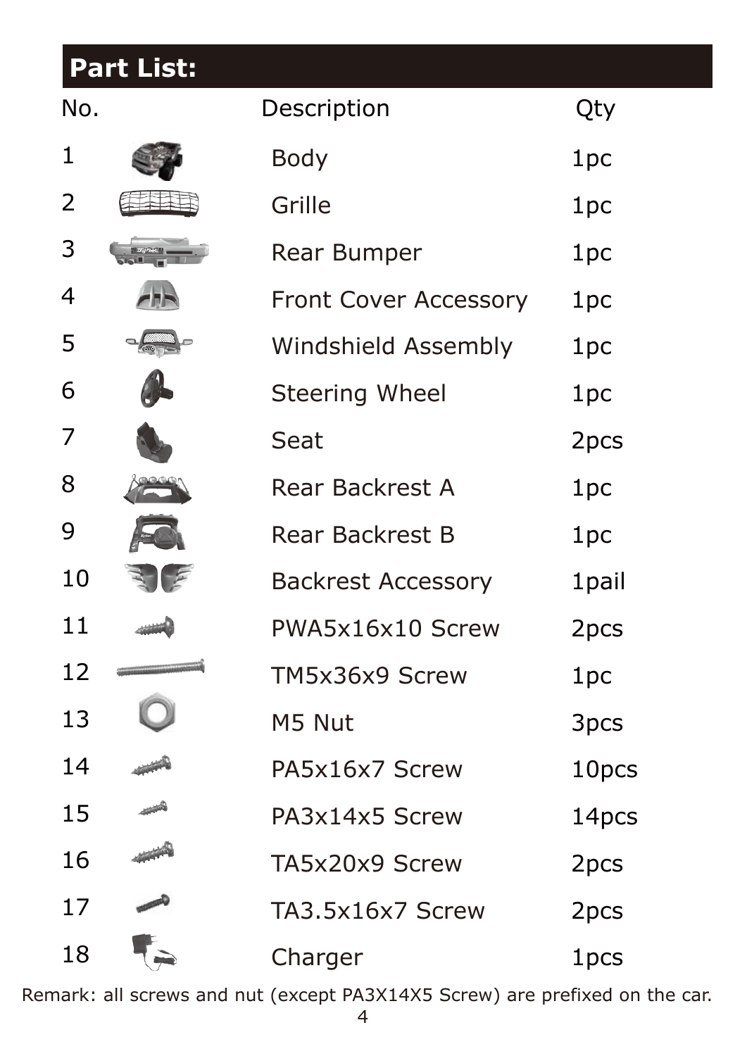## Part List:

| No. | Description | Qty |
|---|---|---|
| 1 | Body | 1pc |
| 2 | Grille | 1pc |
| 3 | Rear Bumper | 1pc |
| 4 | Front Cover Accessory | 1pc |
| 5 | Windshield Assembly | 1pc |
| 6 | Steering Wheel | 1pc |
| 7 | Seat | 2pcs |
| 8 | Rear Backrest A | 1pc |
| 9 | Rear Backrest B | 1pc |
| 10 | Backrest Accessory | 1pail |
| 11 | PWA5x16x10 Screw | 2pcs |
| 12 | TM5x36x9 Screw | 1pc |
| 13 | M5 Nut | 3pcs |
| 14 | PA5x16x7 Screw | 10pcs |
| 15 | PA3x14x5 Screw | 14pcs |
| 16 | TA5x20x9 Screw | 2pcs |
| 17 | TA3.5x16x7 Screw | 2pcs |
| 18 | Charger | 1pcs |

Remark: all screws and nut (except PA3X14X5 Screw) are prefixed on the car.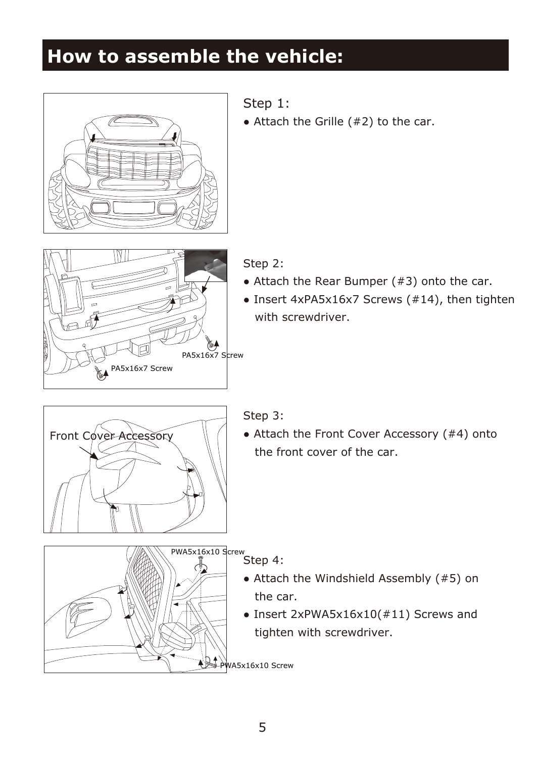# How to assemble the vehicle:

Step 1:

- Attach the Grille (#2) to the car.

Step 2:

- Attach the Rear Bumper (#3) onto the car.
- Insert 4xPA5x16x7 Screws (#14), then tighten with screwdriver.

Step 3:

- Attach the Front Cover Accessory (#4) onto the front cover of the car.

Step 4:

- Attach the Windshield Assembly (#5) on the car.
- Insert 2xPWA5x16x10(#11) Screws and tighten with screwdriver.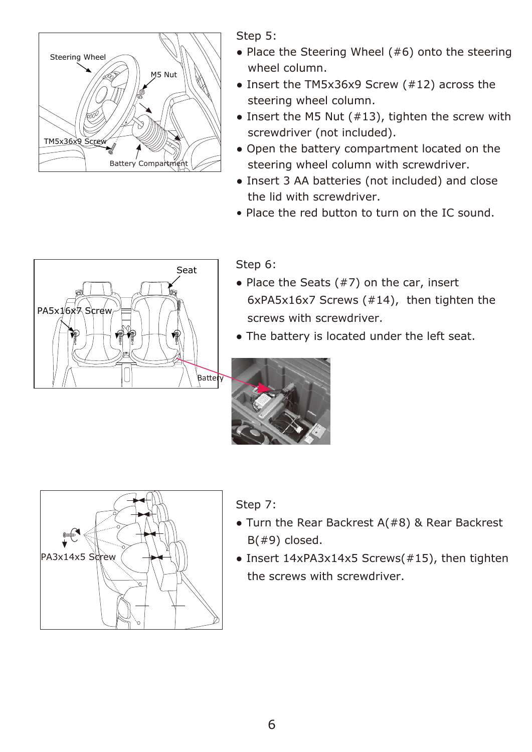Step 5:

- Place the Steering Wheel (#6) onto the steering wheel column.
- Insert the TM5x36x9 Screw (#12) across the steering wheel column.
- Insert the M5 Nut (#13), tighten the screw with screwdriver (not included).
- Open the battery compartment located on the steering wheel column with screwdriver.
- Insert 3 AA batteries (not included) and close the lid with screwdriver.
- Place the red button to turn on the IC sound.

Step 6:

- Place the Seats (#7) on the car, insert 6xPA5x16x7 Screws (#14), then tighten the screws with screwdriver.
- The battery is located under the left seat.

Step 7:

- Turn the Rear Backrest A(#8) & Rear Backrest B(#9) closed.
- Insert 14xPA3x14x5 Screws(#15), then tighten the screws with screwdriver.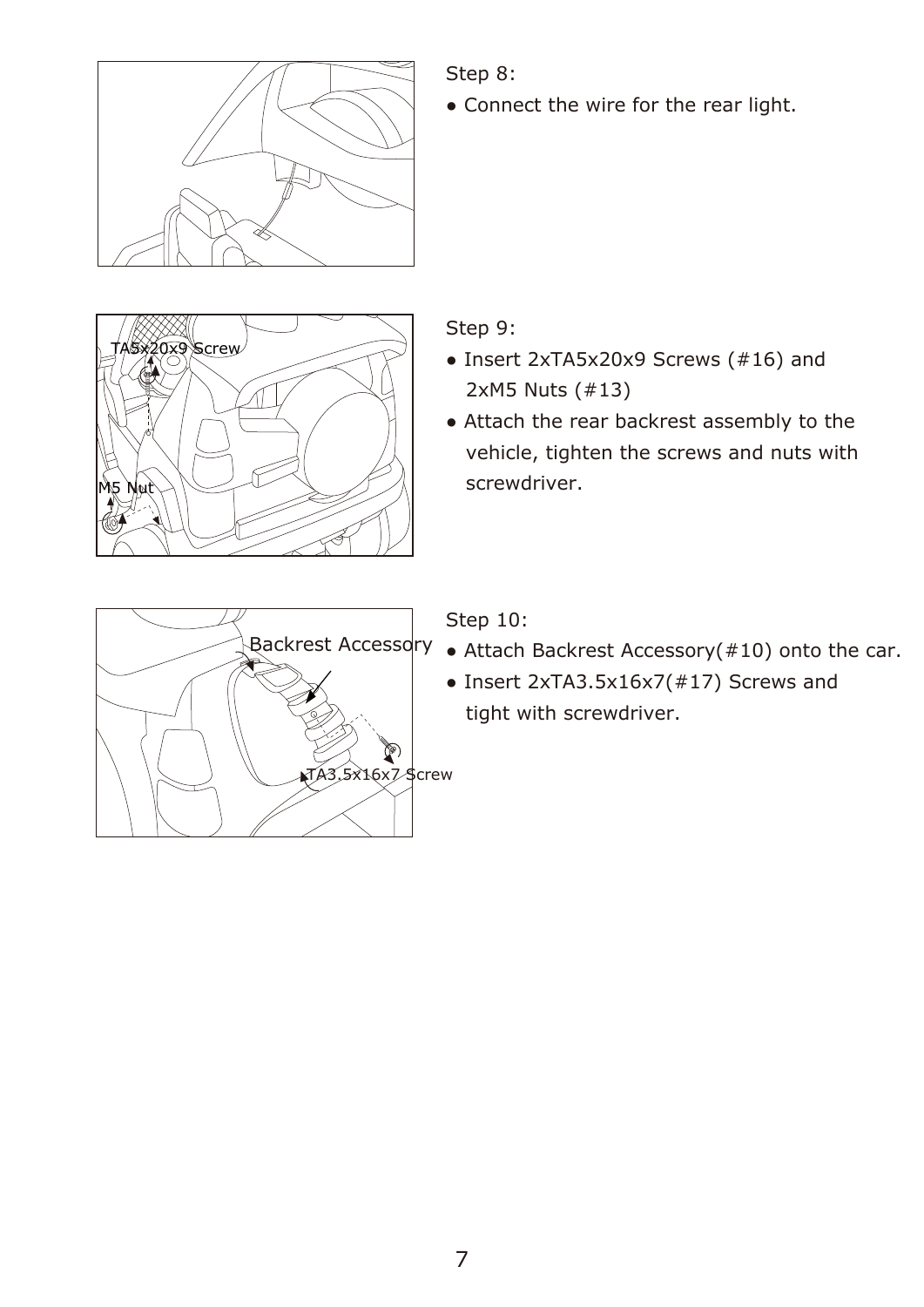Step 8:

- Connect the wire for the rear light.

Step 9:

- Insert 2xTA5x20x9 Screws (#16) and 2xM5 Nuts (#13)
- Attach the rear backrest assembly to the vehicle, tighten the screws and nuts with screwdriver.

Step 10:

- Attach Backrest Accessory(#10) onto the car.
- Insert 2xTA3.5x16x7(#17) Screws and tight with screwdriver.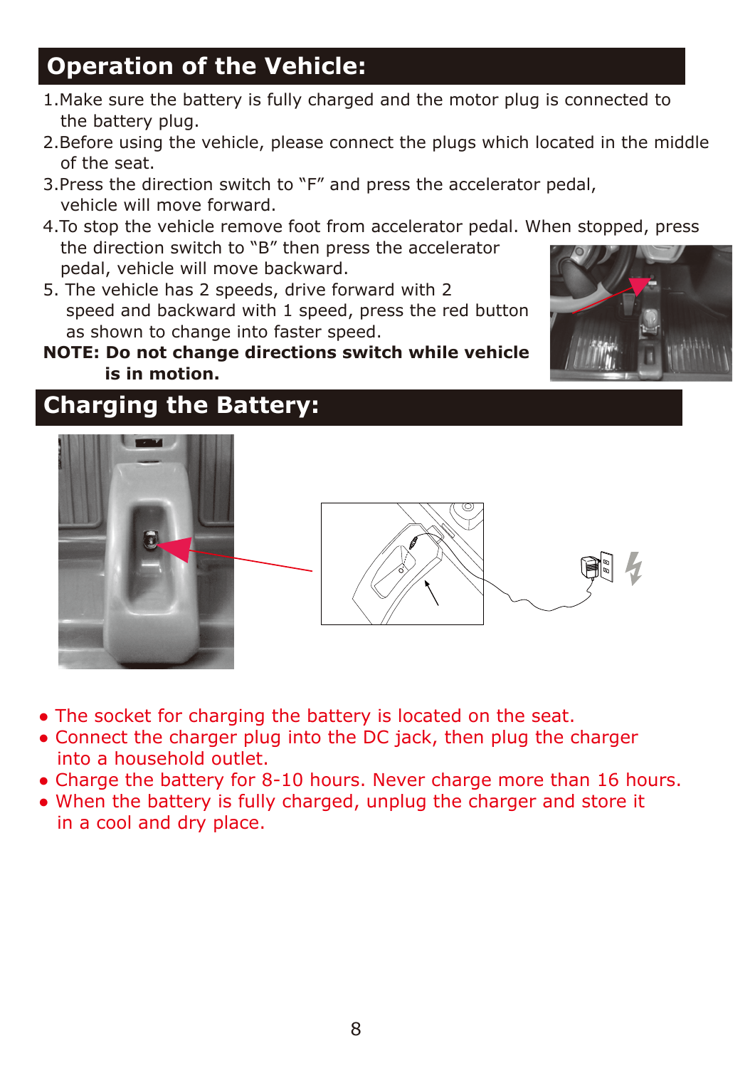## Operation of the Vehicle:

1. Make sure the battery is fully charged and the motor plug is connected to the battery plug.
2. Before using the vehicle, please connect the plugs which located in the middle of the seat.
3. Press the direction switch to "F" and press the accelerator pedal, vehicle will move forward.
4. To stop the vehicle remove foot from accelerator pedal. When stopped, press the direction switch to "B" then press the accelerator pedal, vehicle will move backward.
5. The vehicle has 2 speeds, drive forward with 2 speed and backward with 1 speed, press the red button as shown to change into faster speed.

**NOTE: Do not change directions switch while vehicle is in motion.**

## Charging the Battery:

- The socket for charging the battery is located on the seat.
- Connect the charger plug into the DC jack, then plug the charger into a household outlet.
- Charge the battery for 8-10 hours. Never charge more than 16 hours.
- When the battery is fully charged, unplug the charger and store it in a cool and dry place.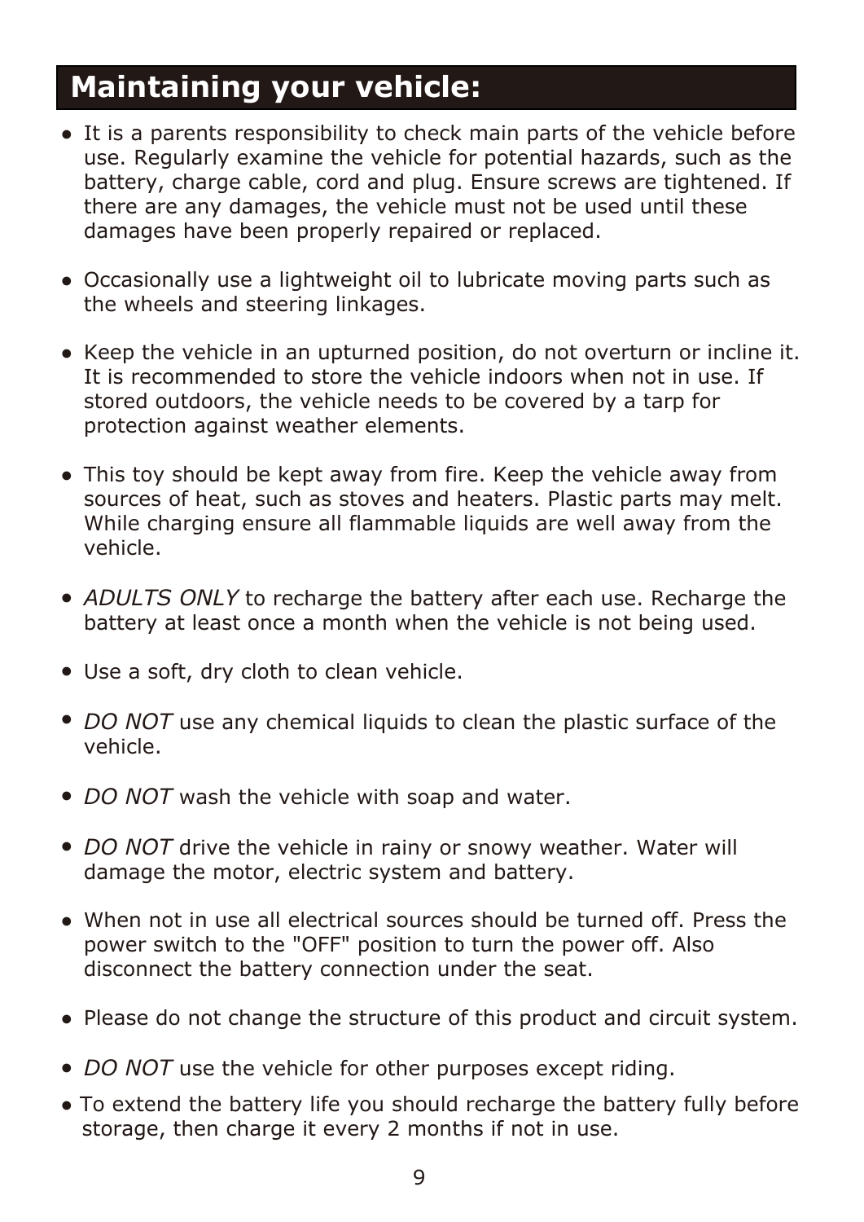# Maintaining your vehicle:

- It is a parents responsibility to check main parts of the vehicle before use. Regularly examine the vehicle for potential hazards, such as the battery, charge cable, cord and plug. Ensure screws are tightened. If there are any damages, the vehicle must not be used until these damages have been properly repaired or replaced.

- Occasionally use a lightweight oil to lubricate moving parts such as the wheels and steering linkages.

- Keep the vehicle in an upturned position, do not overturn or incline it. It is recommended to store the vehicle indoors when not in use. If stored outdoors, the vehicle needs to be covered by a tarp for protection against weather elements.

- This toy should be kept away from fire. Keep the vehicle away from sources of heat, such as stoves and heaters. Plastic parts may melt. While charging ensure all flammable liquids are well away from the vehicle.

- *ADULTS ONLY* to recharge the battery after each use. Recharge the battery at least once a month when the vehicle is not being used.

- Use a soft, dry cloth to clean vehicle.

- *DO NOT* use any chemical liquids to clean the plastic surface of the vehicle.

- *DO NOT* wash the vehicle with soap and water.

- *DO NOT* drive the vehicle in rainy or snowy weather. Water will damage the motor, electric system and battery.

- When not in use all electrical sources should be turned off. Press the power switch to the "OFF" position to turn the power off. Also disconnect the battery connection under the seat.

- Please do not change the structure of this product and circuit system.

- *DO NOT* use the vehicle for other purposes except riding.

- To extend the battery life you should recharge the battery fully before storage, then charge it every 2 months if not in use.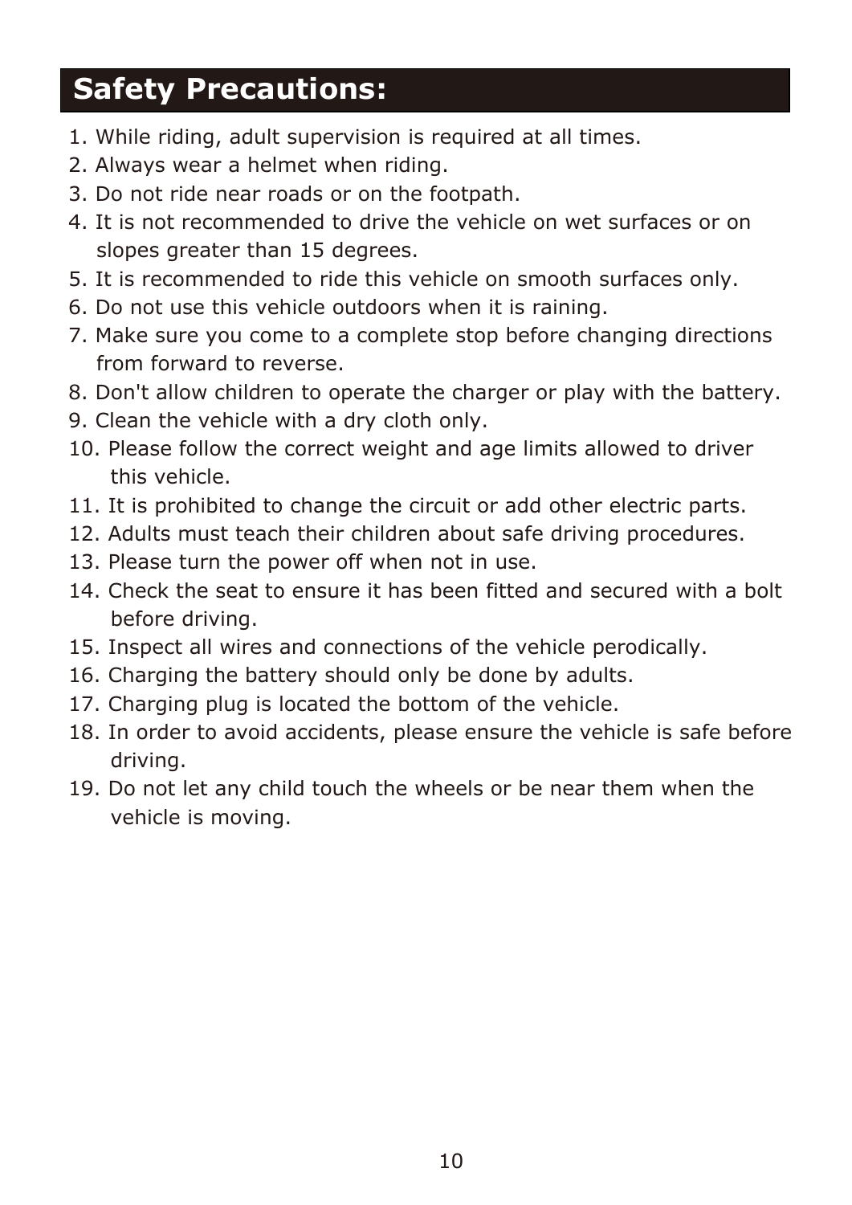# Safety Precautions:

1. While riding, adult supervision is required at all times.
2. Always wear a helmet when riding.
3. Do not ride near roads or on the footpath.
4. It is not recommended to drive the vehicle on wet surfaces or on slopes greater than 15 degrees.
5. It is recommended to ride this vehicle on smooth surfaces only.
6. Do not use this vehicle outdoors when it is raining.
7. Make sure you come to a complete stop before changing directions from forward to reverse.
8. Don't allow children to operate the charger or play with the battery.
9. Clean the vehicle with a dry cloth only.
10. Please follow the correct weight and age limits allowed to driver this vehicle.
11. It is prohibited to change the circuit or add other electric parts.
12. Adults must teach their children about safe driving procedures.
13. Please turn the power off when not in use.
14. Check the seat to ensure it has been fitted and secured with a bolt before driving.
15. Inspect all wires and connections of the vehicle perodically.
16. Charging the battery should only be done by adults.
17. Charging plug is located the bottom of the vehicle.
18. In order to avoid accidents, please ensure the vehicle is safe before driving.
19. Do not let any child touch the wheels or be near them when the vehicle is moving.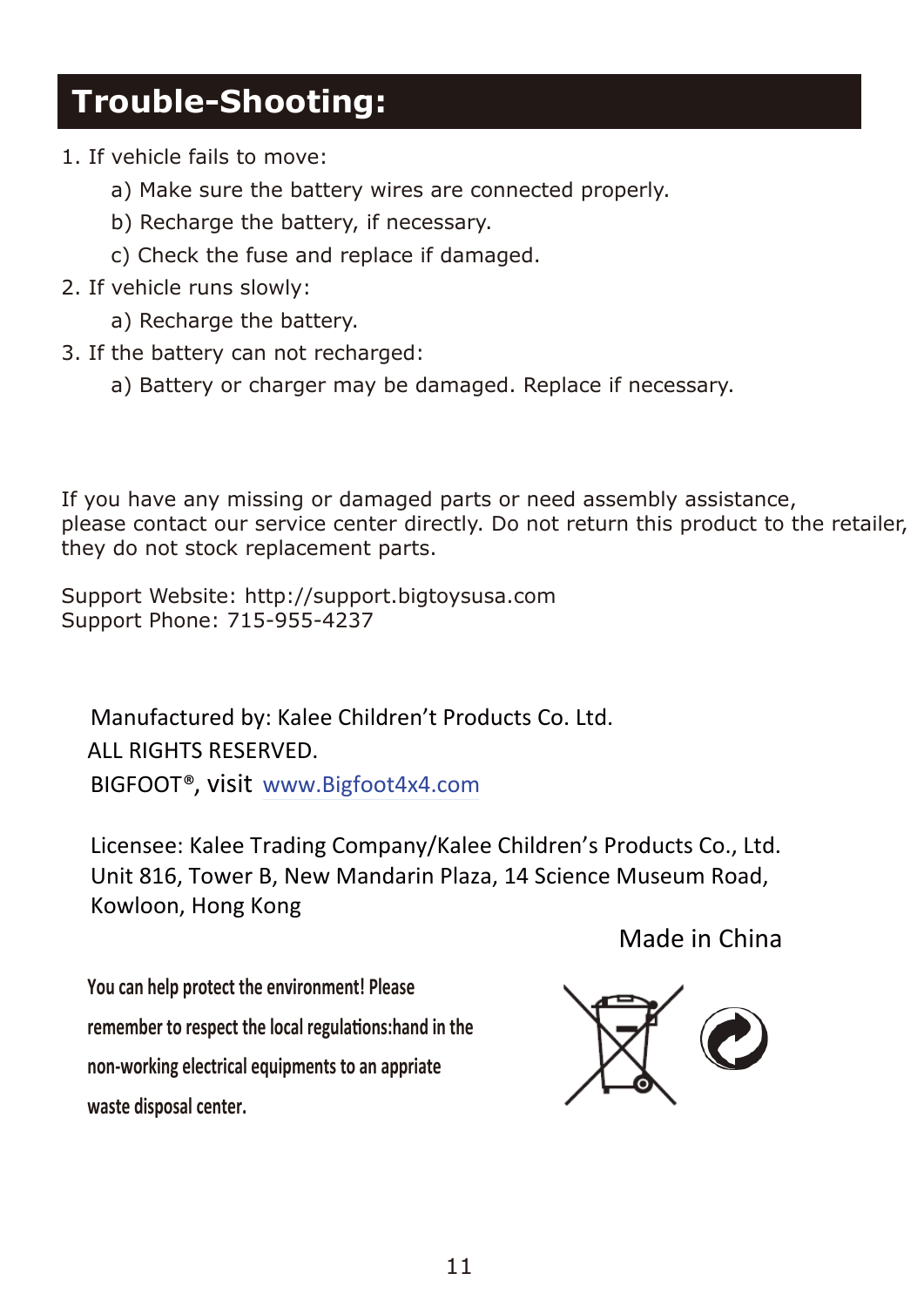# Trouble-Shooting:

1. If vehicle fails to move:
   a) Make sure the battery wires are connected properly.
   b) Recharge the battery, if necessary.
   c) Check the fuse and replace if damaged.
2. If vehicle runs slowly:
   a) Recharge the battery.
3. If the battery can not recharged:
   a) Battery or charger may be damaged. Replace if necessary.

If you have any missing or damaged parts or need assembly assistance, please contact our service center directly. Do not return this product to the retailer, they do not stock replacement parts.

Support Website: http://support.bigtoysusa.com
Support Phone: 715-955-4237

Manufactured by: Kalee Children't Products Co. Ltd.
ALL RIGHTS RESERVED.
BIGFOOT®, visit www.Bigfoot4x4.com

Licensee: Kalee Trading Company/Kalee Children's Products Co., Ltd.
Unit 816, Tower B, New Mandarin Plaza, 14 Science Museum Road, Kowloon, Hong Kong

Made in China

**You can help protect the environment! Please remember to respect the local regulations:hand in the non-working electrical equipments to an appriate waste disposal center.**